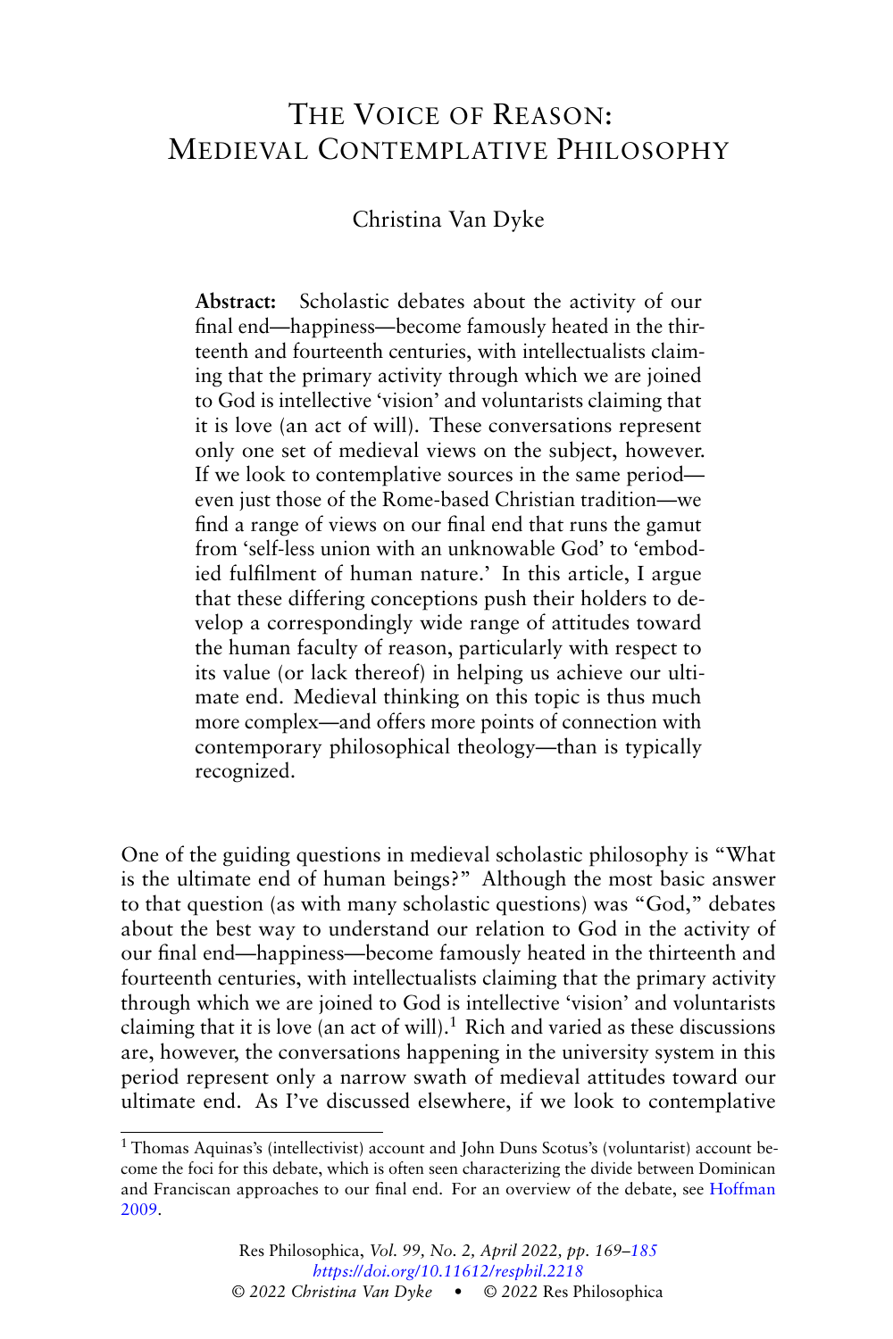# The Voice of Reason: Medieval Contemplative Philosophy

Christina Van Dyke

**Abstract:** Scholastic debates about the activity of our final end—happiness—become famously heated in the thirteenth and fourteenth centuries, with intellectualists claiming that the primary activity through which we are joined to God is intellective 'vision' and voluntarists claiming that it is love (an act of will). These conversations represent only one set of medieval views on the subject, however. If we look to contemplative sources in the same period—even just those of the Rome-based Christian tradition—we find a range of views on our final end that runs the gamut from 'self-less union with an unknowable God' to 'embodied fulfilment of human nature.' In this article, I argue that these differing conceptions push their holders to develop a correspondingly wide range of attitudes toward the human faculty of reason, particularly with respect to its value (or lack thereof) in helping us achieve our ultimate end. Medieval thinking on this topic is thus much more complex—and offers more points of connection with contemporary philosophical theology—than is typically recognized.

One of the guiding questions in medieval scholastic philosophy is "What is the ultimate end of human beings?" Although the most basic answer to that question (as with many scholastic questions) was "God," debates about the best way to understand our relation to God in the activity of our final end—happiness—become famously heated in the thirteenth and fourteenth centuries, with intellectualists claiming that the primary activity through which we are joined to God is intellective 'vision' and voluntarists claiming that it is love (an act of will).[1] Rich and varied as these discussions are, however, the conversations happening in the university system in this period represent only a narrow swath of medieval attitudes toward our ultimate end. As I've discussed elsewhere, if we look to contemplative

[1] Thomas Aquinas's (intellectivist) account and John Duns Scotus's (voluntarist) account become the foci for this debate, which is often seen characterizing the divide between Dominican and Franciscan approaches to our final end. For an overview of the debate, see Hoffman 2009.

Res Philosophica, *Vol. 99, No. 2, April 2022, pp. 169–185*
*https://doi.org/10.11612/resphil.2218*
*© 2022 Christina Van Dyke* • © 2022 Res Philosophica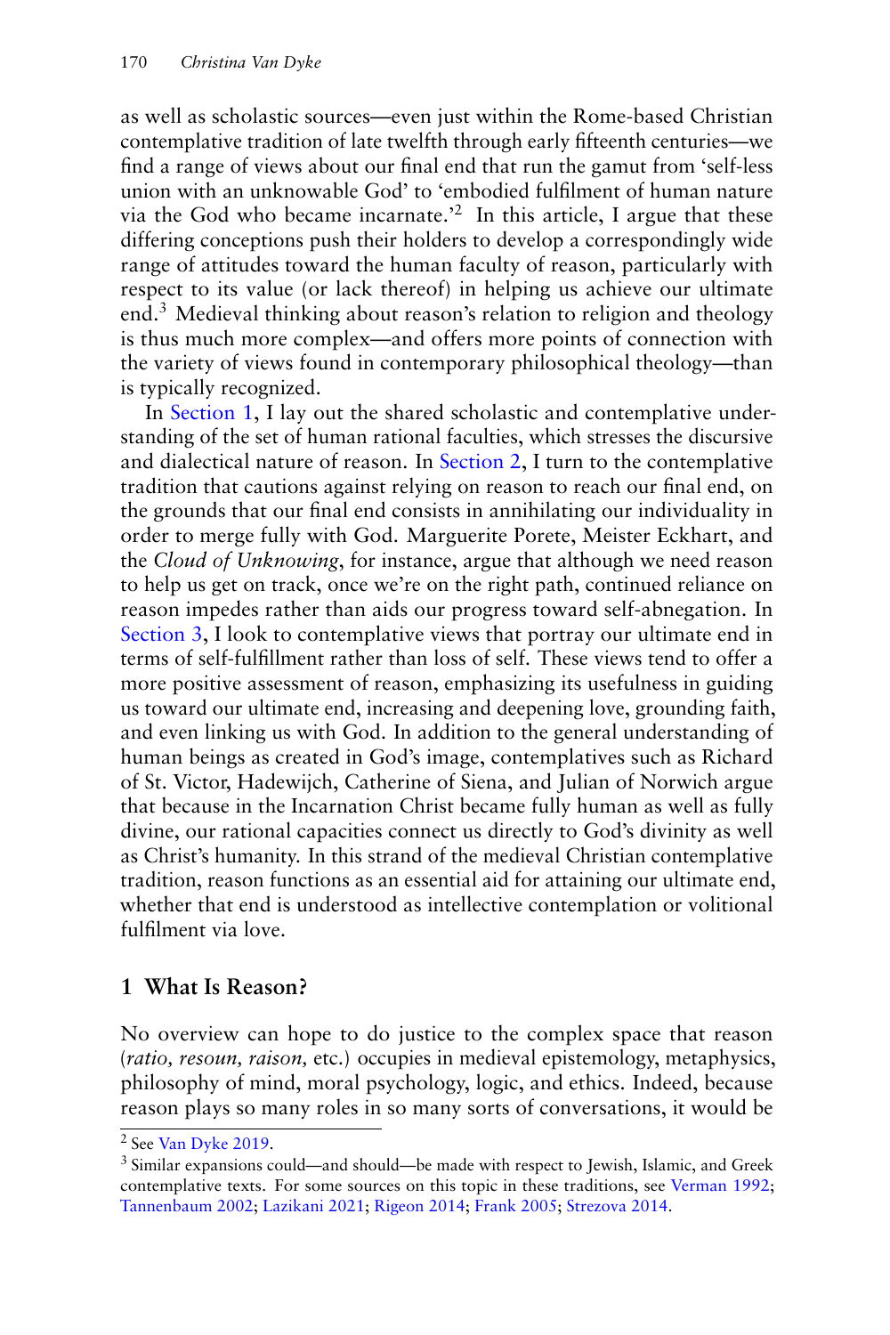as well as scholastic sources—even just within the Rome-based Christian contemplative tradition of late twelfth through early fifteenth centuries—we find a range of views about our final end that run the gamut from 'self-less union with an unknowable God' to 'embodied fulfilment of human nature via the God who became incarnate.'[2] In this article, I argue that these differing conceptions push their holders to develop a correspondingly wide range of attitudes toward the human faculty of reason, particularly with respect to its value (or lack thereof) in helping us achieve our ultimate end.[3] Medieval thinking about reason's relation to religion and theology is thus much more complex—and offers more points of connection with the variety of views found in contemporary philosophical theology—than is typically recognized.

In Section 1, I lay out the shared scholastic and contemplative understanding of the set of human rational faculties, which stresses the discursive and dialectical nature of reason. In Section 2, I turn to the contemplative tradition that cautions against relying on reason to reach our final end, on the grounds that our final end consists in annihilating our individuality in order to merge fully with God. Marguerite Porete, Meister Eckhart, and the *Cloud of Unknowing*, for instance, argue that although we need reason to help us get on track, once we're on the right path, continued reliance on reason impedes rather than aids our progress toward self-abnegation. In Section 3, I look to contemplative views that portray our ultimate end in terms of self-fulfillment rather than loss of self. These views tend to offer a more positive assessment of reason, emphasizing its usefulness in guiding us toward our ultimate end, increasing and deepening love, grounding faith, and even linking us with God. In addition to the general understanding of human beings as created in God's image, contemplatives such as Richard of St. Victor, Hadewijch, Catherine of Siena, and Julian of Norwich argue that because in the Incarnation Christ became fully human as well as fully divine, our rational capacities connect us directly to God's divinity as well as Christ's humanity. In this strand of the medieval Christian contemplative tradition, reason functions as an essential aid for attaining our ultimate end, whether that end is understood as intellective contemplation or volitional fulfilment via love.

## 1 What Is Reason?

No overview can hope to do justice to the complex space that reason (*ratio, resoun, raison,* etc.) occupies in medieval epistemology, metaphysics, philosophy of mind, moral psychology, logic, and ethics. Indeed, because reason plays so many roles in so many sorts of conversations, it would be

[2] See Van Dyke 2019.

[3] Similar expansions could—and should—be made with respect to Jewish, Islamic, and Greek contemplative texts. For some sources on this topic in these traditions, see Verman 1992; Tannenbaum 2002; Lazikani 2021; Rigeon 2014; Frank 2005; Strezova 2014.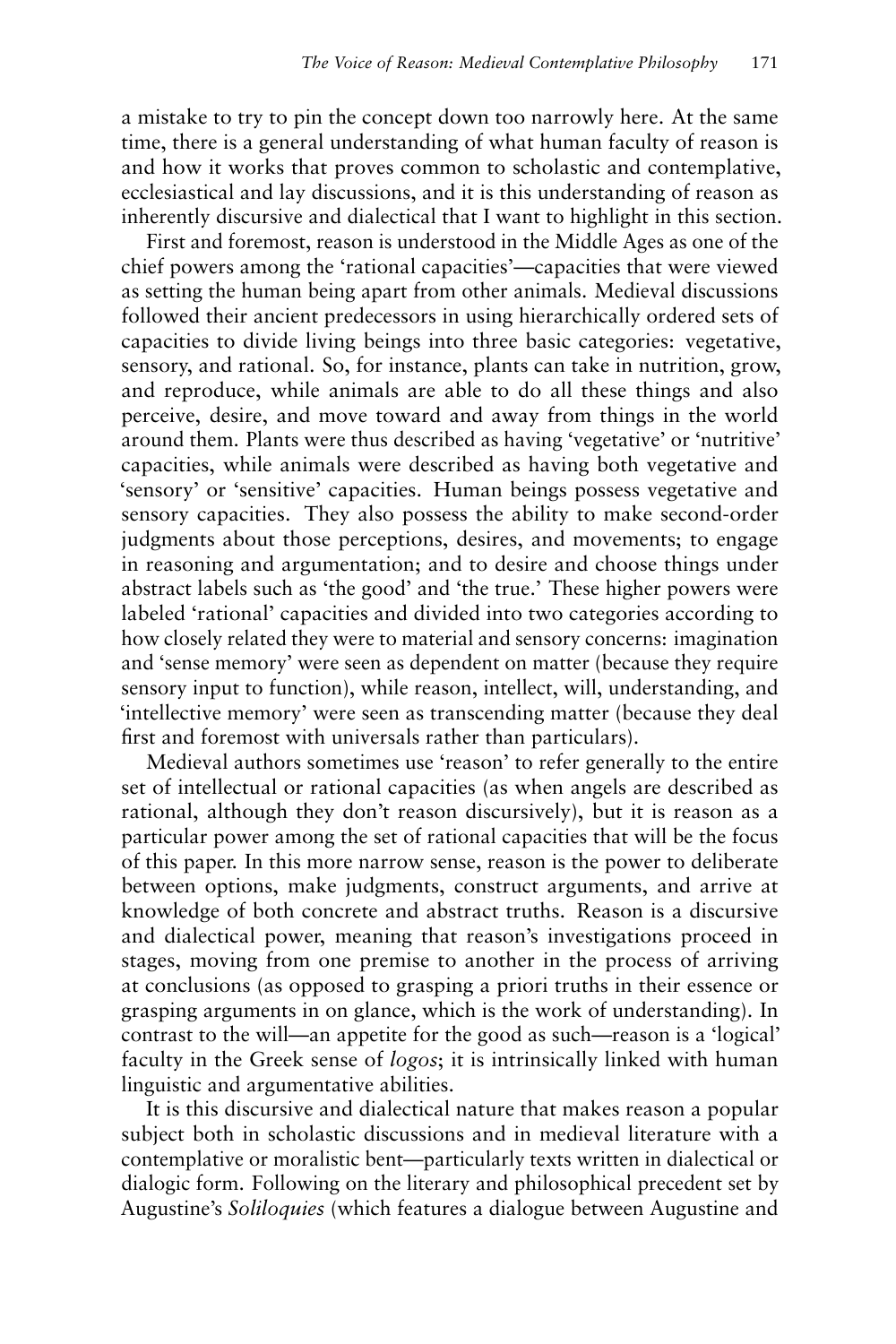a mistake to try to pin the concept down too narrowly here. At the same time, there is a general understanding of what human faculty of reason is and how it works that proves common to scholastic and contemplative, ecclesiastical and lay discussions, and it is this understanding of reason as inherently discursive and dialectical that I want to highlight in this section.

First and foremost, reason is understood in the Middle Ages as one of the chief powers among the 'rational capacities'—capacities that were viewed as setting the human being apart from other animals. Medieval discussions followed their ancient predecessors in using hierarchically ordered sets of capacities to divide living beings into three basic categories: vegetative, sensory, and rational. So, for instance, plants can take in nutrition, grow, and reproduce, while animals are able to do all these things and also perceive, desire, and move toward and away from things in the world around them. Plants were thus described as having 'vegetative' or 'nutritive' capacities, while animals were described as having both vegetative and 'sensory' or 'sensitive' capacities. Human beings possess vegetative and sensory capacities. They also possess the ability to make second-order judgments about those perceptions, desires, and movements; to engage in reasoning and argumentation; and to desire and choose things under abstract labels such as 'the good' and 'the true.' These higher powers were labeled 'rational' capacities and divided into two categories according to how closely related they were to material and sensory concerns: imagination and 'sense memory' were seen as dependent on matter (because they require sensory input to function), while reason, intellect, will, understanding, and 'intellective memory' were seen as transcending matter (because they deal first and foremost with universals rather than particulars).

Medieval authors sometimes use 'reason' to refer generally to the entire set of intellectual or rational capacities (as when angels are described as rational, although they don't reason discursively), but it is reason as a particular power among the set of rational capacities that will be the focus of this paper. In this more narrow sense, reason is the power to deliberate between options, make judgments, construct arguments, and arrive at knowledge of both concrete and abstract truths. Reason is a discursive and dialectical power, meaning that reason's investigations proceed in stages, moving from one premise to another in the process of arriving at conclusions (as opposed to grasping a priori truths in their essence or grasping arguments in on glance, which is the work of understanding). In contrast to the will—an appetite for the good as such—reason is a 'logical' faculty in the Greek sense of *logos*; it is intrinsically linked with human linguistic and argumentative abilities.

It is this discursive and dialectical nature that makes reason a popular subject both in scholastic discussions and in medieval literature with a contemplative or moralistic bent—particularly texts written in dialectical or dialogic form. Following on the literary and philosophical precedent set by Augustine's *Soliloquies* (which features a dialogue between Augustine and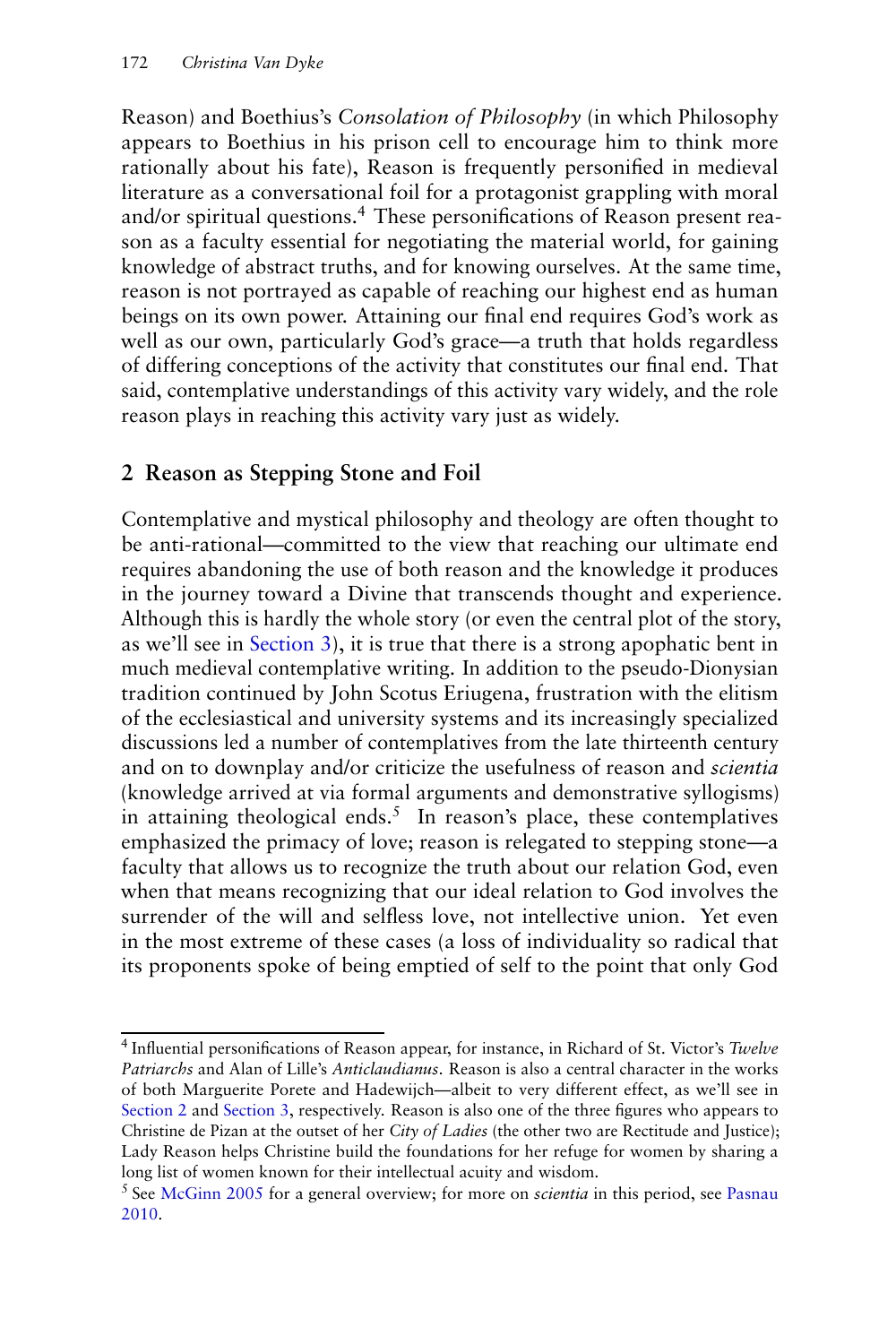Reason) and Boethius's *Consolation of Philosophy* (in which Philosophy appears to Boethius in his prison cell to encourage him to think more rationally about his fate), Reason is frequently personified in medieval literature as a conversational foil for a protagonist grappling with moral and/or spiritual questions.[4] These personifications of Reason present reason as a faculty essential for negotiating the material world, for gaining knowledge of abstract truths, and for knowing ourselves. At the same time, reason is not portrayed as capable of reaching our highest end as human beings on its own power. Attaining our final end requires God's work as well as our own, particularly God's grace—a truth that holds regardless of differing conceptions of the activity that constitutes our final end. That said, contemplative understandings of this activity vary widely, and the role reason plays in reaching this activity vary just as widely.

## 2 Reason as Stepping Stone and Foil

Contemplative and mystical philosophy and theology are often thought to be anti-rational—committed to the view that reaching our ultimate end requires abandoning the use of both reason and the knowledge it produces in the journey toward a Divine that transcends thought and experience. Although this is hardly the whole story (or even the central plot of the story, as we'll see in Section 3), it is true that there is a strong apophatic bent in much medieval contemplative writing. In addition to the pseudo-Dionysian tradition continued by John Scotus Eriugena, frustration with the elitism of the ecclesiastical and university systems and its increasingly specialized discussions led a number of contemplatives from the late thirteenth century and on to downplay and/or criticize the usefulness of reason and *scientia* (knowledge arrived at via formal arguments and demonstrative syllogisms) in attaining theological ends.[5] In reason's place, these contemplatives emphasized the primacy of love; reason is relegated to stepping stone—a faculty that allows us to recognize the truth about our relation God, even when that means recognizing that our ideal relation to God involves the surrender of the will and selfless love, not intellective union. Yet even in the most extreme of these cases (a loss of individuality so radical that its proponents spoke of being emptied of self to the point that only God

---

[4] Influential personifications of Reason appear, for instance, in Richard of St. Victor's *Twelve Patriarchs* and Alan of Lille's *Anticlaudianus*. Reason is also a central character in the works of both Marguerite Porete and Hadewijch—albeit to very different effect, as we'll see in Section 2 and Section 3, respectively. Reason is also one of the three figures who appears to Christine de Pizan at the outset of her *City of Ladies* (the other two are Rectitude and Justice); Lady Reason helps Christine build the foundations for her refuge for women by sharing a long list of women known for their intellectual acuity and wisdom.

[5] See McGinn 2005 for a general overview; for more on *scientia* in this period, see Pasnau 2010.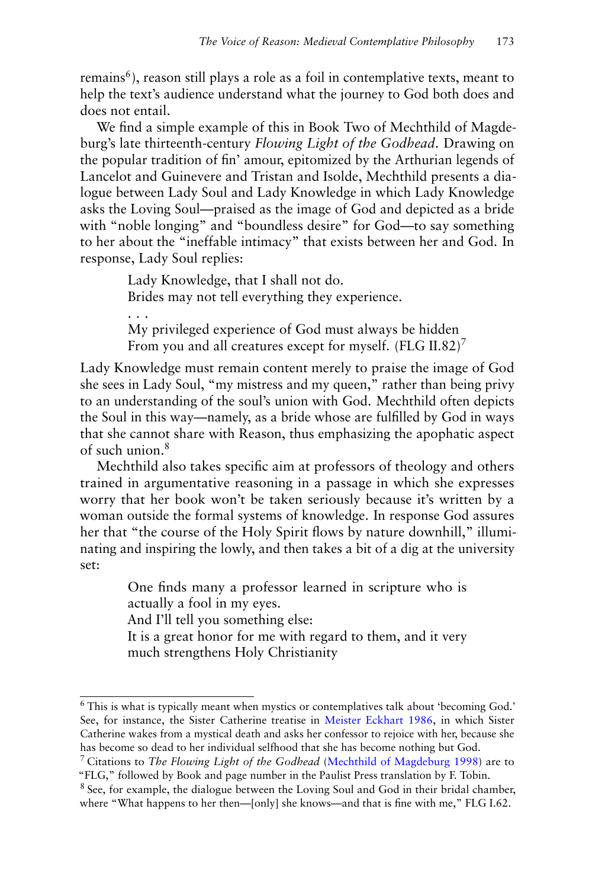remains[6]), reason still plays a role as a foil in contemplative texts, meant to help the text's audience understand what the journey to God both does and does not entail.

We find a simple example of this in Book Two of Mechthild of Magdeburg's late thirteenth-century *Flowing Light of the Godhead*. Drawing on the popular tradition of fin' amour, epitomized by the Arthurian legends of Lancelot and Guinevere and Tristan and Isolde, Mechthild presents a dialogue between Lady Soul and Lady Knowledge in which Lady Knowledge asks the Loving Soul—praised as the image of God and depicted as a bride with "noble longing" and "boundless desire" for God—to say something to her about the "ineffable intimacy" that exists between her and God. In response, Lady Soul replies:

> Lady Knowledge, that I shall not do.
> Brides may not tell everything they experience.
> . . .
> My privileged experience of God must always be hidden
> From you and all creatures except for myself. (FLG II.82)[7]

Lady Knowledge must remain content merely to praise the image of God she sees in Lady Soul, "my mistress and my queen," rather than being privy to an understanding of the soul's union with God. Mechthild often depicts the Soul in this way—namely, as a bride whose are fulfilled by God in ways that she cannot share with Reason, thus emphasizing the apophatic aspect of such union.[8]

Mechthild also takes specific aim at professors of theology and others trained in argumentative reasoning in a passage in which she expresses worry that her book won't be taken seriously because it's written by a woman outside the formal systems of knowledge. In response God assures her that "the course of the Holy Spirit flows by nature downhill," illuminating and inspiring the lowly, and then takes a bit of a dig at the university set:

> One finds many a professor learned in scripture who is actually a fool in my eyes.
> And I'll tell you something else:
> It is a great honor for me with regard to them, and it very much strengthens Holy Christianity

---

[6] This is what is typically meant when mystics or contemplatives talk about 'becoming God.' See, for instance, the Sister Catherine treatise in Meister Eckhart 1986, in which Sister Catherine wakes from a mystical death and asks her confessor to rejoice with her, because she has become so dead to her individual selfhood that she has become nothing but God.

[7] Citations to *The Flowing Light of the Godhead* (Mechthild of Magdeburg 1998) are to "FLG," followed by Book and page number in the Paulist Press translation by F. Tobin.

[8] See, for example, the dialogue between the Loving Soul and God in their bridal chamber, where "What happens to her then—[only] she knows—and that is fine with me," FLG I.62.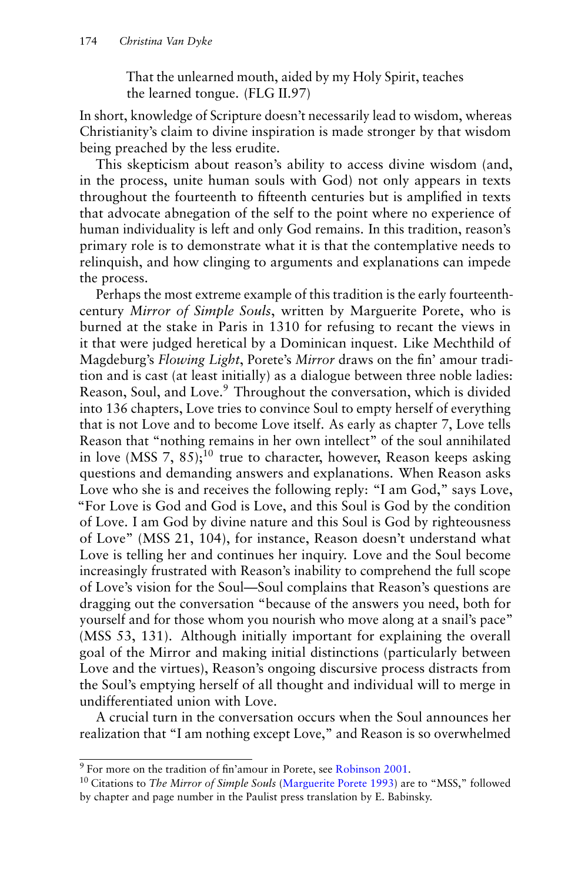> That the unlearned mouth, aided by my Holy Spirit, teaches
> the learned tongue. (FLG II.97)

In short, knowledge of Scripture doesn't necessarily lead to wisdom, whereas Christianity's claim to divine inspiration is made stronger by that wisdom being preached by the less erudite.

This skepticism about reason's ability to access divine wisdom (and, in the process, unite human souls with God) not only appears in texts throughout the fourteenth to fifteenth centuries but is amplified in texts that advocate abnegation of the self to the point where no experience of human individuality is left and only God remains. In this tradition, reason's primary role is to demonstrate what it is that the contemplative needs to relinquish, and how clinging to arguments and explanations can impede the process.

Perhaps the most extreme example of this tradition is the early fourteenth-century *Mirror of Simple Souls*, written by Marguerite Porete, who is burned at the stake in Paris in 1310 for refusing to recant the views in it that were judged heretical by a Dominican inquest. Like Mechthild of Magdeburg's *Flowing Light*, Porete's *Mirror* draws on the fin' amour tradition and is cast (at least initially) as a dialogue between three noble ladies: Reason, Soul, and Love.[9] Throughout the conversation, which is divided into 136 chapters, Love tries to convince Soul to empty herself of everything that is not Love and to become Love itself. As early as chapter 7, Love tells Reason that "nothing remains in her own intellect" of the soul annihilated in love (MSS 7, 85);[10] true to character, however, Reason keeps asking questions and demanding answers and explanations. When Reason asks Love who she is and receives the following reply: "I am God," says Love, "For Love is God and God is Love, and this Soul is God by the condition of Love. I am God by divine nature and this Soul is God by righteousness of Love" (MSS 21, 104), for instance, Reason doesn't understand what Love is telling her and continues her inquiry. Love and the Soul become increasingly frustrated with Reason's inability to comprehend the full scope of Love's vision for the Soul—Soul complains that Reason's questions are dragging out the conversation "because of the answers you need, both for yourself and for those whom you nourish who move along at a snail's pace" (MSS 53, 131). Although initially important for explaining the overall goal of the Mirror and making initial distinctions (particularly between Love and the virtues), Reason's ongoing discursive process distracts from the Soul's emptying herself of all thought and individual will to merge in undifferentiated union with Love.

A crucial turn in the conversation occurs when the Soul announces her realization that "I am nothing except Love," and Reason is so overwhelmed

---

[9] For more on the tradition of fin'amour in Porete, see Robinson 2001.

[10] Citations to *The Mirror of Simple Souls* (Marguerite Porete 1993) are to "MSS," followed by chapter and page number in the Paulist press translation by E. Babinsky.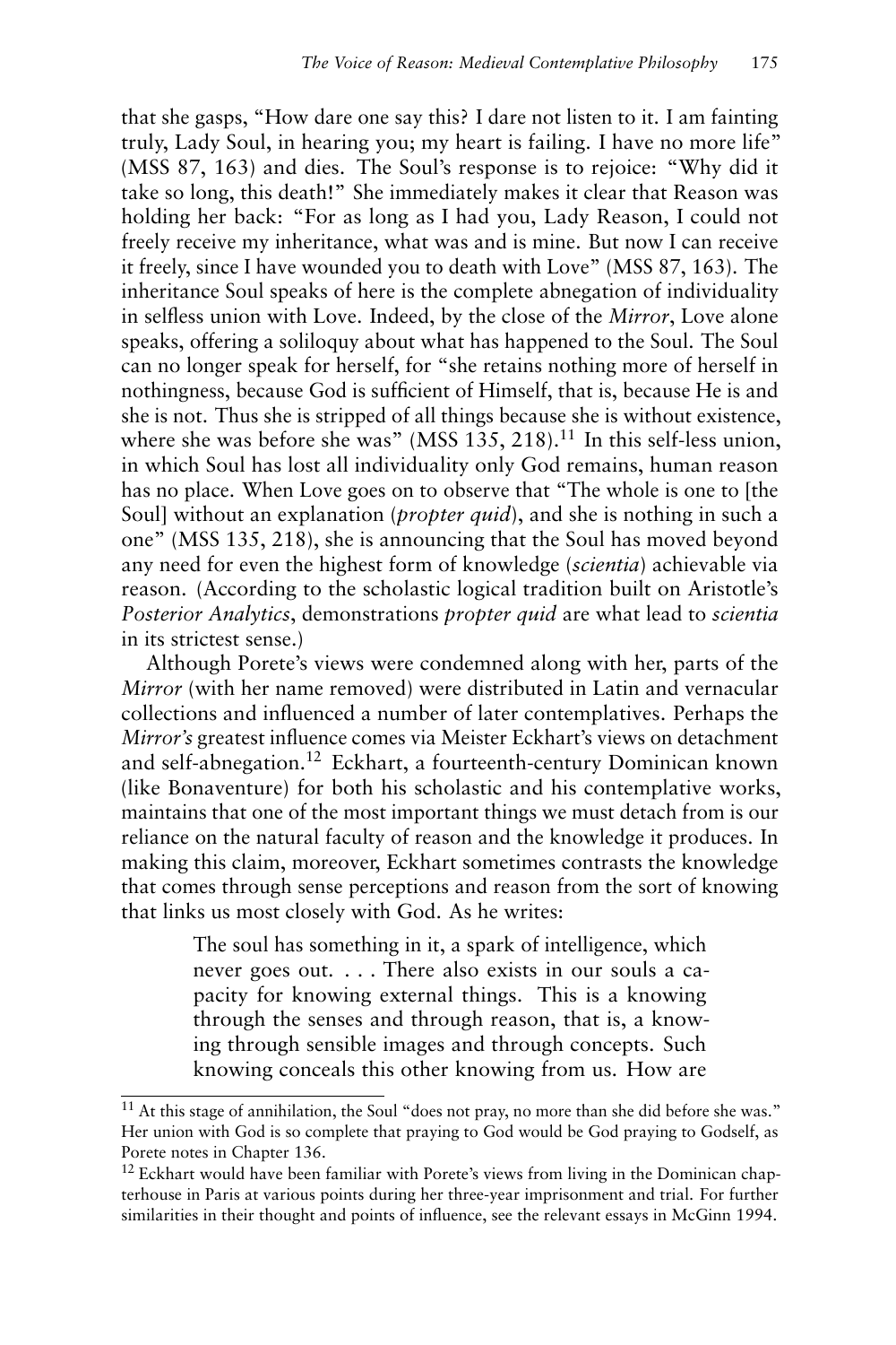that she gasps, "How dare one say this? I dare not listen to it. I am fainting truly, Lady Soul, in hearing you; my heart is failing. I have no more life" (MSS 87, 163) and dies. The Soul's response is to rejoice: "Why did it take so long, this death!" She immediately makes it clear that Reason was holding her back: "For as long as I had you, Lady Reason, I could not freely receive my inheritance, what was and is mine. But now I can receive it freely, since I have wounded you to death with Love" (MSS 87, 163). The inheritance Soul speaks of here is the complete abnegation of individuality in selfless union with Love. Indeed, by the close of the *Mirror*, Love alone speaks, offering a soliloquy about what has happened to the Soul. The Soul can no longer speak for herself, for "she retains nothing more of herself in nothingness, because God is sufficient of Himself, that is, because He is and she is not. Thus she is stripped of all things because she is without existence, where she was before she was" (MSS 135, 218).[11] In this self-less union, in which Soul has lost all individuality only God remains, human reason has no place. When Love goes on to observe that "The whole is one to [the Soul] without an explanation (*propter quid*), and she is nothing in such a one" (MSS 135, 218), she is announcing that the Soul has moved beyond any need for even the highest form of knowledge (*scientia*) achievable via reason. (According to the scholastic logical tradition built on Aristotle's *Posterior Analytics*, demonstrations *propter quid* are what lead to *scientia* in its strictest sense.)

Although Porete's views were condemned along with her, parts of the *Mirror* (with her name removed) were distributed in Latin and vernacular collections and influenced a number of later contemplatives. Perhaps the *Mirror's* greatest influence comes via Meister Eckhart's views on detachment and self-abnegation.[12] Eckhart, a fourteenth-century Dominican known (like Bonaventure) for both his scholastic and his contemplative works, maintains that one of the most important things we must detach from is our reliance on the natural faculty of reason and the knowledge it produces. In making this claim, moreover, Eckhart sometimes contrasts the knowledge that comes through sense perceptions and reason from the sort of knowing that links us most closely with God. As he writes:

> The soul has something in it, a spark of intelligence, which never goes out. . . . There also exists in our souls a capacity for knowing external things. This is a knowing through the senses and through reason, that is, a knowing through sensible images and through concepts. Such knowing conceals this other knowing from us. How are

[11] At this stage of annihilation, the Soul "does not pray, no more than she did before she was." Her union with God is so complete that praying to God would be God praying to Godself, as Porete notes in Chapter 136.

[12] Eckhart would have been familiar with Porete's views from living in the Dominican chapterhouse in Paris at various points during her three-year imprisonment and trial. For further similarities in their thought and points of influence, see the relevant essays in McGinn 1994.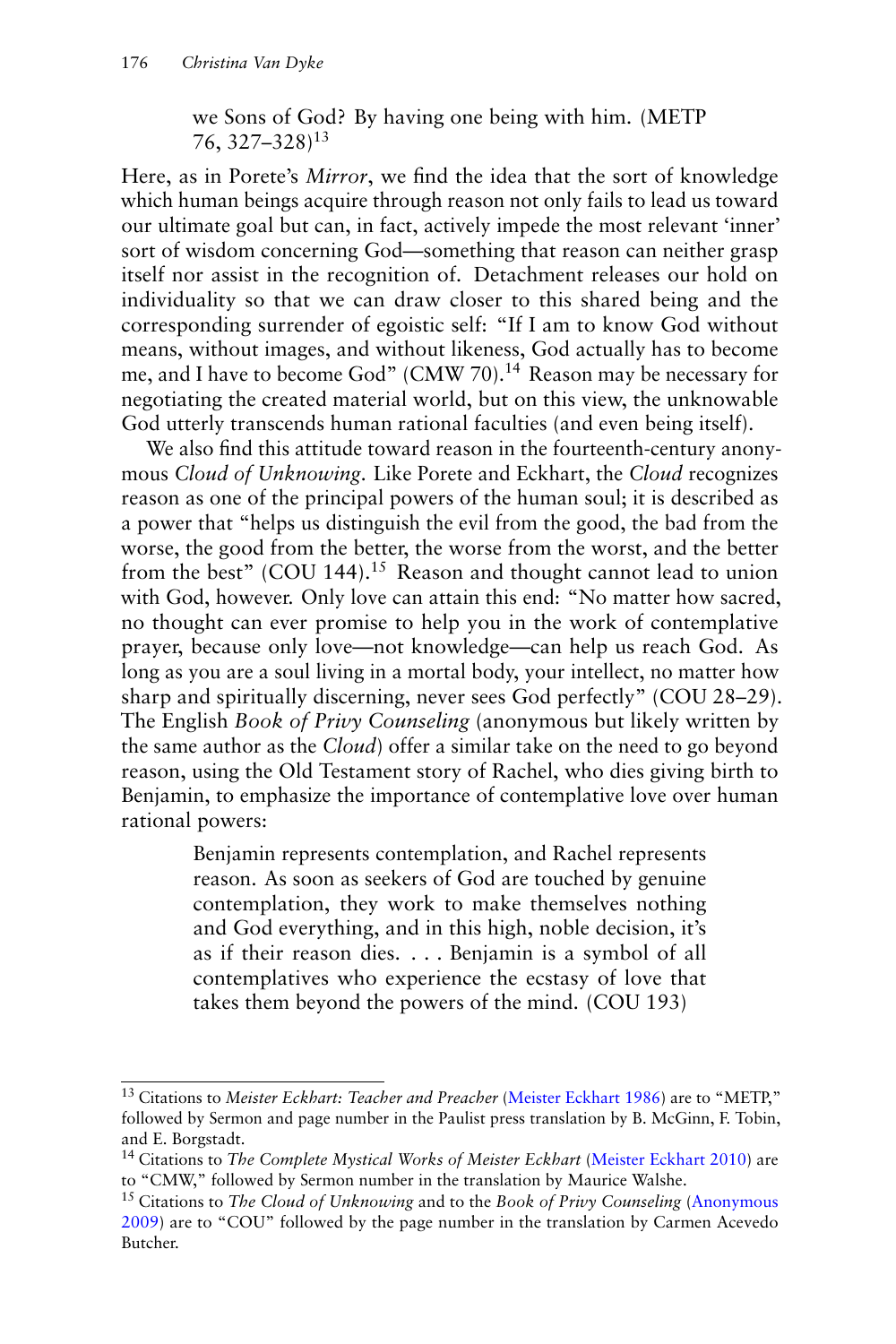> we Sons of God? By having one being with him. (METP 76, 327–328)[13]

Here, as in Porete's *Mirror*, we find the idea that the sort of knowledge which human beings acquire through reason not only fails to lead us toward our ultimate goal but can, in fact, actively impede the most relevant 'inner' sort of wisdom concerning God—something that reason can neither grasp itself nor assist in the recognition of. Detachment releases our hold on individuality so that we can draw closer to this shared being and the corresponding surrender of egoistic self: "If I am to know God without means, without images, and without likeness, God actually has to become me, and I have to become God" (CMW 70).[14] Reason may be necessary for negotiating the created material world, but on this view, the unknowable God utterly transcends human rational faculties (and even being itself).

We also find this attitude toward reason in the fourteenth-century anonymous *Cloud of Unknowing*. Like Porete and Eckhart, the *Cloud* recognizes reason as one of the principal powers of the human soul; it is described as a power that "helps us distinguish the evil from the good, the bad from the worse, the good from the better, the worse from the worst, and the better from the best" (COU 144).[15] Reason and thought cannot lead to union with God, however. Only love can attain this end: "No matter how sacred, no thought can ever promise to help you in the work of contemplative prayer, because only love—not knowledge—can help us reach God. As long as you are a soul living in a mortal body, your intellect, no matter how sharp and spiritually discerning, never sees God perfectly" (COU 28–29). The English *Book of Privy Counseling* (anonymous but likely written by the same author as the *Cloud*) offer a similar take on the need to go beyond reason, using the Old Testament story of Rachel, who dies giving birth to Benjamin, to emphasize the importance of contemplative love over human rational powers:

> Benjamin represents contemplation, and Rachel represents reason. As soon as seekers of God are touched by genuine contemplation, they work to make themselves nothing and God everything, and in this high, noble decision, it's as if their reason dies. . . . Benjamin is a symbol of all contemplatives who experience the ecstasy of love that takes them beyond the powers of the mind. (COU 193)

---

[13] Citations to *Meister Eckhart: Teacher and Preacher* (Meister Eckhart 1986) are to "METP," followed by Sermon and page number in the Paulist press translation by B. McGinn, F. Tobin, and E. Borgstadt.

[14] Citations to *The Complete Mystical Works of Meister Eckhart* (Meister Eckhart 2010) are to "CMW," followed by Sermon number in the translation by Maurice Walshe.

[15] Citations to *The Cloud of Unknowing* and to the *Book of Privy Counseling* (Anonymous 2009) are to "COU" followed by the page number in the translation by Carmen Acevedo Butcher.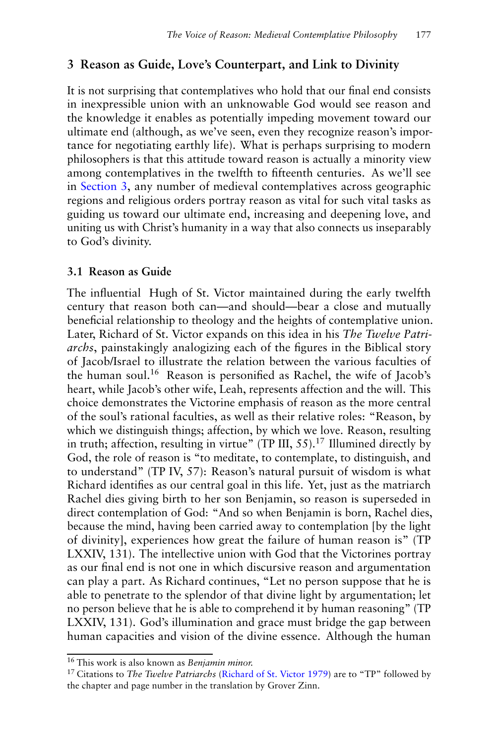## 3 Reason as Guide, Love's Counterpart, and Link to Divinity

It is not surprising that contemplatives who hold that our final end consists in inexpressible union with an unknowable God would see reason and the knowledge it enables as potentially impeding movement toward our ultimate end (although, as we've seen, even they recognize reason's importance for negotiating earthly life). What is perhaps surprising to modern philosophers is that this attitude toward reason is actually a minority view among contemplatives in the twelfth to fifteenth centuries. As we'll see in Section 3, any number of medieval contemplatives across geographic regions and religious orders portray reason as vital for such vital tasks as guiding us toward our ultimate end, increasing and deepening love, and uniting us with Christ's humanity in a way that also connects us inseparably to God's divinity.

### 3.1 Reason as Guide

The influential Hugh of St. Victor maintained during the early twelfth century that reason both can—and should—bear a close and mutually beneficial relationship to theology and the heights of contemplative union. Later, Richard of St. Victor expands on this idea in his *The Twelve Patriarchs*, painstakingly analogizing each of the figures in the Biblical story of Jacob/Israel to illustrate the relation between the various faculties of the human soul.[16] Reason is personified as Rachel, the wife of Jacob's heart, while Jacob's other wife, Leah, represents affection and the will. This choice demonstrates the Victorine emphasis of reason as the more central of the soul's rational faculties, as well as their relative roles: "Reason, by which we distinguish things; affection, by which we love. Reason, resulting in truth; affection, resulting in virtue" (TP III, 55).[17] Illumined directly by God, the role of reason is "to meditate, to contemplate, to distinguish, and to understand" (TP IV, 57): Reason's natural pursuit of wisdom is what Richard identifies as our central goal in this life. Yet, just as the matriarch Rachel dies giving birth to her son Benjamin, so reason is superseded in direct contemplation of God: "And so when Benjamin is born, Rachel dies, because the mind, having been carried away to contemplation [by the light of divinity], experiences how great the failure of human reason is" (TP LXXIV, 131). The intellective union with God that the Victorines portray as our final end is not one in which discursive reason and argumentation can play a part. As Richard continues, "Let no person suppose that he is able to penetrate to the splendor of that divine light by argumentation; let no person believe that he is able to comprehend it by human reasoning" (TP LXXIV, 131). God's illumination and grace must bridge the gap between human capacities and vision of the divine essence. Although the human

[16] This work is also known as *Benjamin minor.*

[17] Citations to *The Twelve Patriarchs* (Richard of St. Victor 1979) are to "TP" followed by the chapter and page number in the translation by Grover Zinn.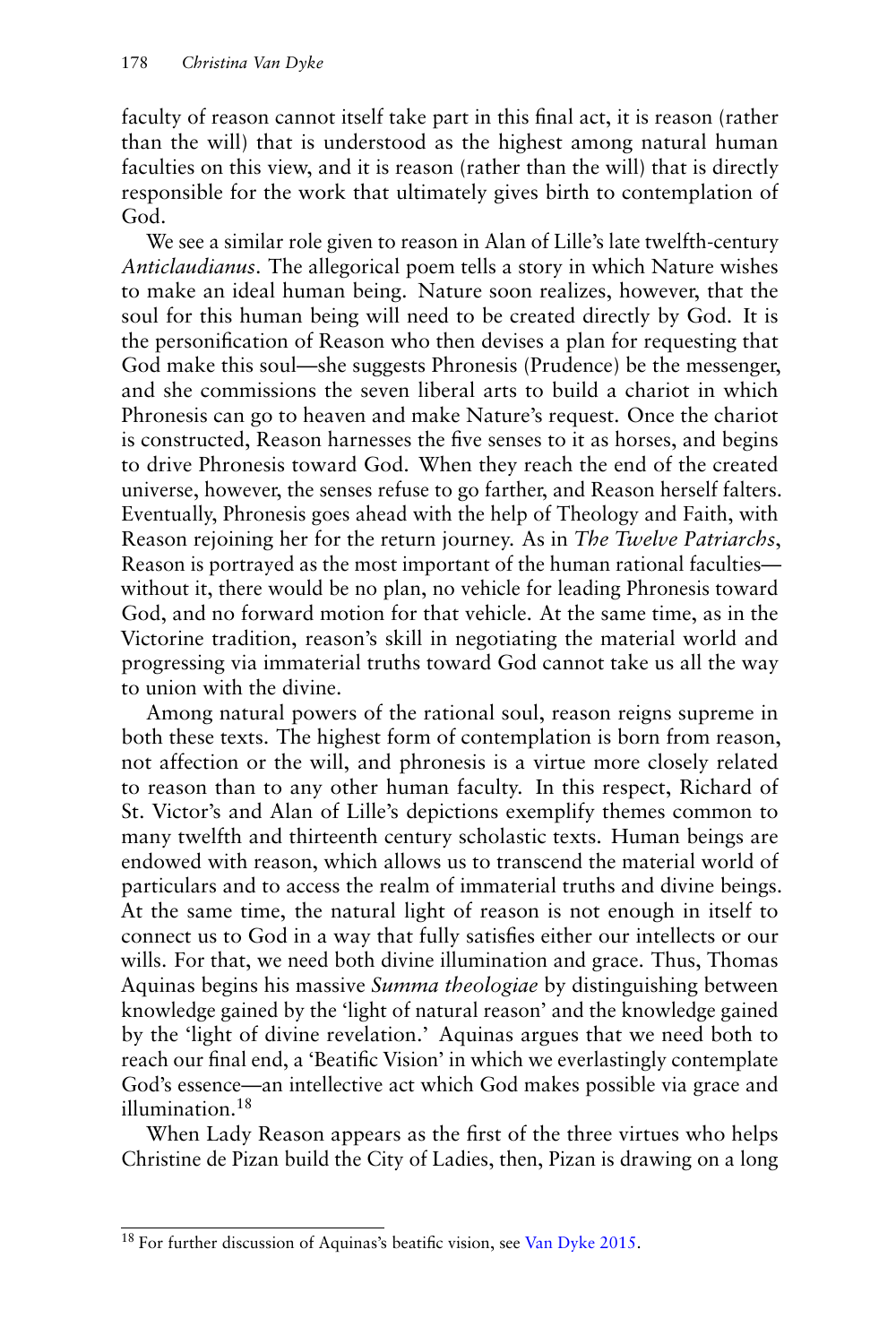faculty of reason cannot itself take part in this final act, it is reason (rather than the will) that is understood as the highest among natural human faculties on this view, and it is reason (rather than the will) that is directly responsible for the work that ultimately gives birth to contemplation of God.

We see a similar role given to reason in Alan of Lille's late twelfth-century *Anticlaudianus*. The allegorical poem tells a story in which Nature wishes to make an ideal human being. Nature soon realizes, however, that the soul for this human being will need to be created directly by God. It is the personification of Reason who then devises a plan for requesting that God make this soul—she suggests Phronesis (Prudence) be the messenger, and she commissions the seven liberal arts to build a chariot in which Phronesis can go to heaven and make Nature's request. Once the chariot is constructed, Reason harnesses the five senses to it as horses, and begins to drive Phronesis toward God. When they reach the end of the created universe, however, the senses refuse to go farther, and Reason herself falters. Eventually, Phronesis goes ahead with the help of Theology and Faith, with Reason rejoining her for the return journey. As in *The Twelve Patriarchs*, Reason is portrayed as the most important of the human rational faculties—without it, there would be no plan, no vehicle for leading Phronesis toward God, and no forward motion for that vehicle. At the same time, as in the Victorine tradition, reason's skill in negotiating the material world and progressing via immaterial truths toward God cannot take us all the way to union with the divine.

Among natural powers of the rational soul, reason reigns supreme in both these texts. The highest form of contemplation is born from reason, not affection or the will, and phronesis is a virtue more closely related to reason than to any other human faculty. In this respect, Richard of St. Victor's and Alan of Lille's depictions exemplify themes common to many twelfth and thirteenth century scholastic texts. Human beings are endowed with reason, which allows us to transcend the material world of particulars and to access the realm of immaterial truths and divine beings. At the same time, the natural light of reason is not enough in itself to connect us to God in a way that fully satisfies either our intellects or our wills. For that, we need both divine illumination and grace. Thus, Thomas Aquinas begins his massive *Summa theologiae* by distinguishing between knowledge gained by the 'light of natural reason' and the knowledge gained by the 'light of divine revelation.' Aquinas argues that we need both to reach our final end, a 'Beatific Vision' in which we everlastingly contemplate God's essence—an intellective act which God makes possible via grace and illumination.[18]

When Lady Reason appears as the first of the three virtues who helps Christine de Pizan build the City of Ladies, then, Pizan is drawing on a long

[18] For further discussion of Aquinas's beatific vision, see Van Dyke 2015.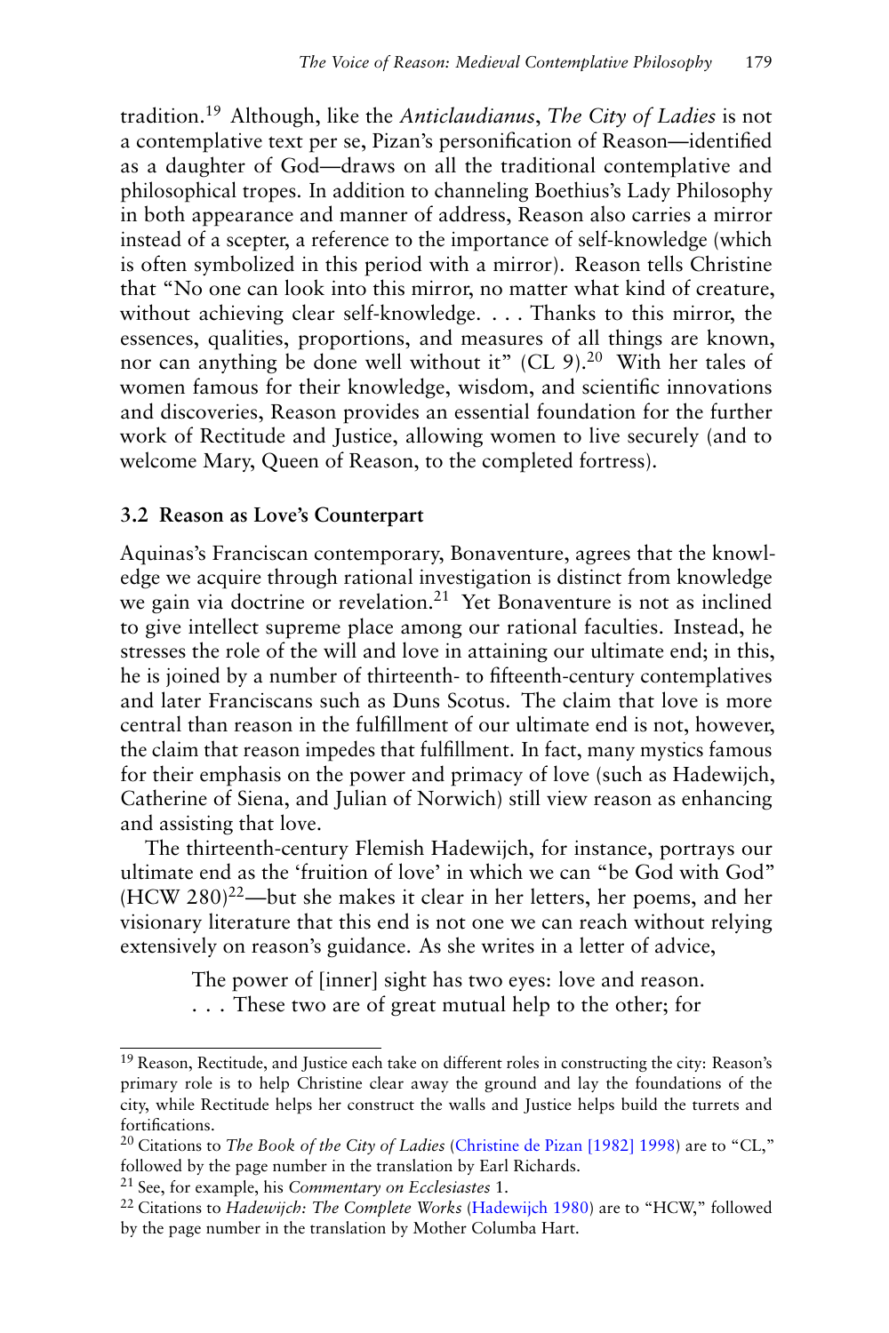tradition.[19] Although, like the *Anticlaudianus*, *The City of Ladies* is not a contemplative text per se, Pizan's personification of Reason—identified as a daughter of God—draws on all the traditional contemplative and philosophical tropes. In addition to channeling Boethius's Lady Philosophy in both appearance and manner of address, Reason also carries a mirror instead of a scepter, a reference to the importance of self-knowledge (which is often symbolized in this period with a mirror). Reason tells Christine that "No one can look into this mirror, no matter what kind of creature, without achieving clear self-knowledge. . . . Thanks to this mirror, the essences, qualities, proportions, and measures of all things are known, nor can anything be done well without it" (CL 9).[20] With her tales of women famous for their knowledge, wisdom, and scientific innovations and discoveries, Reason provides an essential foundation for the further work of Rectitude and Justice, allowing women to live securely (and to welcome Mary, Queen of Reason, to the completed fortress).

### 3.2 Reason as Love's Counterpart

Aquinas's Franciscan contemporary, Bonaventure, agrees that the knowledge we acquire through rational investigation is distinct from knowledge we gain via doctrine or revelation.[21] Yet Bonaventure is not as inclined to give intellect supreme place among our rational faculties. Instead, he stresses the role of the will and love in attaining our ultimate end; in this, he is joined by a number of thirteenth- to fifteenth-century contemplatives and later Franciscans such as Duns Scotus. The claim that love is more central than reason in the fulfillment of our ultimate end is not, however, the claim that reason impedes that fulfillment. In fact, many mystics famous for their emphasis on the power and primacy of love (such as Hadewijch, Catherine of Siena, and Julian of Norwich) still view reason as enhancing and assisting that love.

The thirteenth-century Flemish Hadewijch, for instance, portrays our ultimate end as the 'fruition of love' in which we can "be God with God" (HCW 280)[22]—but she makes it clear in her letters, her poems, and her visionary literature that this end is not one we can reach without relying extensively on reason's guidance. As she writes in a letter of advice,

> The power of [inner] sight has two eyes: love and reason.
> . . . These two are of great mutual help to the other; for

---

[19] Reason, Rectitude, and Justice each take on different roles in constructing the city: Reason's primary role is to help Christine clear away the ground and lay the foundations of the city, while Rectitude helps her construct the walls and Justice helps build the turrets and fortifications.

[20] Citations to *The Book of the City of Ladies* (Christine de Pizan [1982] 1998) are to "CL," followed by the page number in the translation by Earl Richards.

[21] See, for example, his *Commentary on Ecclesiastes* 1.

[22] Citations to *Hadewijch: The Complete Works* (Hadewijch 1980) are to "HCW," followed by the page number in the translation by Mother Columba Hart.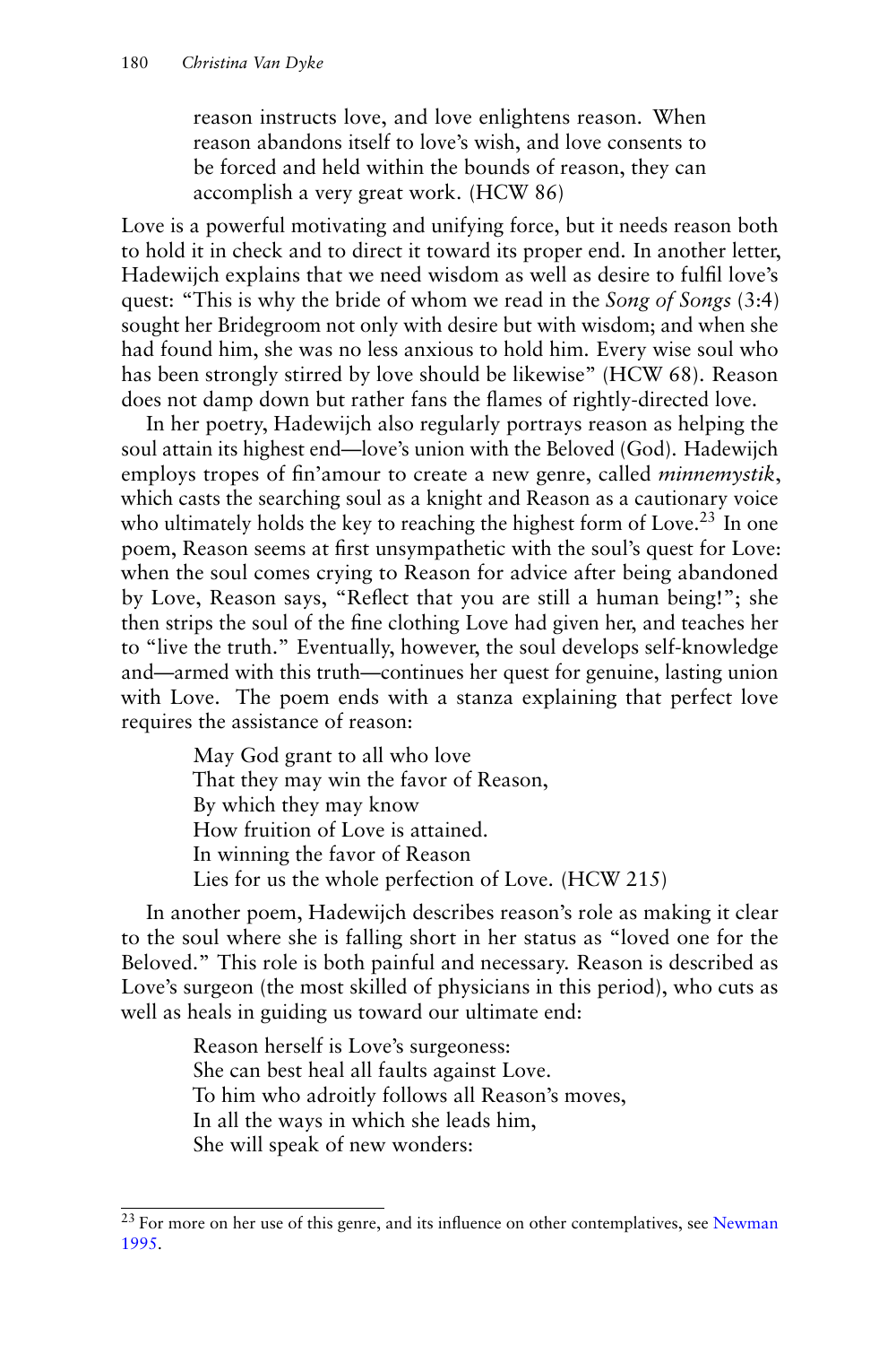> reason instructs love, and love enlightens reason. When reason abandons itself to love's wish, and love consents to be forced and held within the bounds of reason, they can accomplish a very great work. (HCW 86)

Love is a powerful motivating and unifying force, but it needs reason both to hold it in check and to direct it toward its proper end. In another letter, Hadewijch explains that we need wisdom as well as desire to fulfil love's quest: "This is why the bride of whom we read in the *Song of Songs* (3:4) sought her Bridegroom not only with desire but with wisdom; and when she had found him, she was no less anxious to hold him. Every wise soul who has been strongly stirred by love should be likewise" (HCW 68). Reason does not damp down but rather fans the flames of rightly-directed love.

In her poetry, Hadewijch also regularly portrays reason as helping the soul attain its highest end—love's union with the Beloved (God). Hadewijch employs tropes of fin'amour to create a new genre, called *minnemystik*, which casts the searching soul as a knight and Reason as a cautionary voice who ultimately holds the key to reaching the highest form of Love.[23] In one poem, Reason seems at first unsympathetic with the soul's quest for Love: when the soul comes crying to Reason for advice after being abandoned by Love, Reason says, "Reflect that you are still a human being!"; she then strips the soul of the fine clothing Love had given her, and teaches her to "live the truth." Eventually, however, the soul develops self-knowledge and—armed with this truth—continues her quest for genuine, lasting union with Love. The poem ends with a stanza explaining that perfect love requires the assistance of reason:

> May God grant to all who love
> That they may win the favor of Reason,
> By which they may know
> How fruition of Love is attained.
> In winning the favor of Reason
> Lies for us the whole perfection of Love. (HCW 215)

In another poem, Hadewijch describes reason's role as making it clear to the soul where she is falling short in her status as "loved one for the Beloved." This role is both painful and necessary. Reason is described as Love's surgeon (the most skilled of physicians in this period), who cuts as well as heals in guiding us toward our ultimate end:

> Reason herself is Love's surgeoness:
> She can best heal all faults against Love.
> To him who adroitly follows all Reason's moves,
> In all the ways in which she leads him,
> She will speak of new wonders:

---

[23] For more on her use of this genre, and its influence on other contemplatives, see Newman 1995.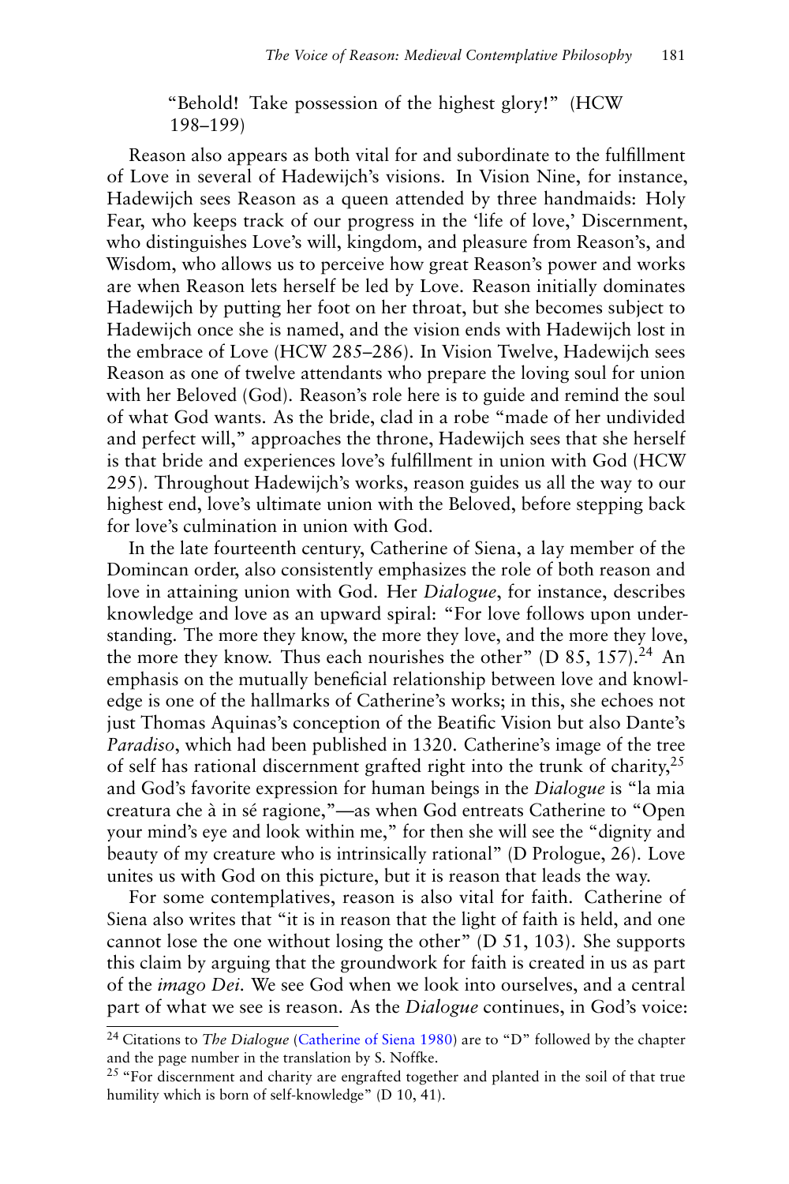"Behold! Take possession of the highest glory!" (HCW 198–199)

Reason also appears as both vital for and subordinate to the fulfillment of Love in several of Hadewijch's visions. In Vision Nine, for instance, Hadewijch sees Reason as a queen attended by three handmaids: Holy Fear, who keeps track of our progress in the 'life of love,' Discernment, who distinguishes Love's will, kingdom, and pleasure from Reason's, and Wisdom, who allows us to perceive how great Reason's power and works are when Reason lets herself be led by Love. Reason initially dominates Hadewijch by putting her foot on her throat, but she becomes subject to Hadewijch once she is named, and the vision ends with Hadewijch lost in the embrace of Love (HCW 285–286). In Vision Twelve, Hadewijch sees Reason as one of twelve attendants who prepare the loving soul for union with her Beloved (God). Reason's role here is to guide and remind the soul of what God wants. As the bride, clad in a robe "made of her undivided and perfect will," approaches the throne, Hadewijch sees that she herself is that bride and experiences love's fulfillment in union with God (HCW 295). Throughout Hadewijch's works, reason guides us all the way to our highest end, love's ultimate union with the Beloved, before stepping back for love's culmination in union with God.

In the late fourteenth century, Catherine of Siena, a lay member of the Domincan order, also consistently emphasizes the role of both reason and love in attaining union with God. Her *Dialogue*, for instance, describes knowledge and love as an upward spiral: "For love follows upon understanding. The more they know, the more they love, and the more they love, the more they know. Thus each nourishes the other" (D 85, 157).[24] An emphasis on the mutually beneficial relationship between love and knowledge is one of the hallmarks of Catherine's works; in this, she echoes not just Thomas Aquinas's conception of the Beatific Vision but also Dante's *Paradiso*, which had been published in 1320. Catherine's image of the tree of self has rational discernment grafted right into the trunk of charity,[25] and God's favorite expression for human beings in the *Dialogue* is "la mia creatura che à in sé ragione,"—as when God entreats Catherine to "Open your mind's eye and look within me," for then she will see the "dignity and beauty of my creature who is intrinsically rational" (D Prologue, 26). Love unites us with God on this picture, but it is reason that leads the way.

For some contemplatives, reason is also vital for faith. Catherine of Siena also writes that "it is in reason that the light of faith is held, and one cannot lose the one without losing the other" (D 51, 103). She supports this claim by arguing that the groundwork for faith is created in us as part of the *imago Dei*. We see God when we look into ourselves, and a central part of what we see is reason. As the *Dialogue* continues, in God's voice:

---

[24] Citations to *The Dialogue* (Catherine of Siena 1980) are to "D" followed by the chapter and the page number in the translation by S. Noffke.

[25] "For discernment and charity are engrafted together and planted in the soil of that true humility which is born of self-knowledge" (D 10, 41).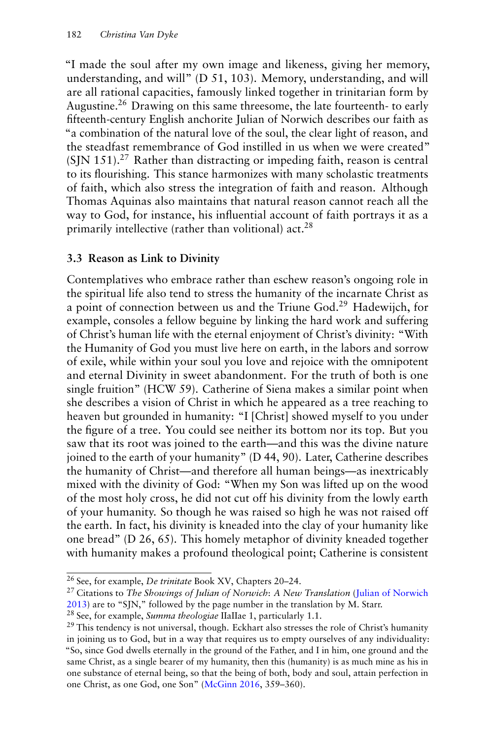"I made the soul after my own image and likeness, giving her memory, understanding, and will" (D 51, 103). Memory, understanding, and will are all rational capacities, famously linked together in trinitarian form by Augustine.[26] Drawing on this same threesome, the late fourteenth- to early fifteenth-century English anchorite Julian of Norwich describes our faith as "a combination of the natural love of the soul, the clear light of reason, and the steadfast remembrance of God instilled in us when we were created" (SJN 151).[27] Rather than distracting or impeding faith, reason is central to its flourishing. This stance harmonizes with many scholastic treatments of faith, which also stress the integration of faith and reason. Although Thomas Aquinas also maintains that natural reason cannot reach all the way to God, for instance, his influential account of faith portrays it as a primarily intellective (rather than volitional) act.[28]

### 3.3 Reason as Link to Divinity

Contemplatives who embrace rather than eschew reason's ongoing role in the spiritual life also tend to stress the humanity of the incarnate Christ as a point of connection between us and the Triune God.[29] Hadewijch, for example, consoles a fellow beguine by linking the hard work and suffering of Christ's human life with the eternal enjoyment of Christ's divinity: "With the Humanity of God you must live here on earth, in the labors and sorrow of exile, while within your soul you love and rejoice with the omnipotent and eternal Divinity in sweet abandonment. For the truth of both is one single fruition" (HCW 59). Catherine of Siena makes a similar point when she describes a vision of Christ in which he appeared as a tree reaching to heaven but grounded in humanity: "I [Christ] showed myself to you under the figure of a tree. You could see neither its bottom nor its top. But you saw that its root was joined to the earth—and this was the divine nature joined to the earth of your humanity" (D 44, 90). Later, Catherine describes the humanity of Christ—and therefore all human beings—as inextricably mixed with the divinity of God: "When my Son was lifted up on the wood of the most holy cross, he did not cut off his divinity from the lowly earth of your humanity. So though he was raised so high he was not raised off the earth. In fact, his divinity is kneaded into the clay of your humanity like one bread" (D 26, 65). This homely metaphor of divinity kneaded together with humanity makes a profound theological point; Catherine is consistent

---

[26] See, for example, *De trinitate* Book XV, Chapters 20–24.

[27] Citations to *The Showings of Julian of Norwich: A New Translation* (Julian of Norwich 2013) are to "SJN," followed by the page number in the translation by M. Starr.

[28] See, for example, *Summa theologiae* IIaIIae 1, particularly 1.1.

[29] This tendency is not universal, though. Eckhart also stresses the role of Christ's humanity in joining us to God, but in a way that requires us to empty ourselves of any individuality: "So, since God dwells eternally in the ground of the Father, and I in him, one ground and the same Christ, as a single bearer of my humanity, then this (humanity) is as much mine as his in one substance of eternal being, so that the being of both, body and soul, attain perfection in one Christ, as one God, one Son" (McGinn 2016, 359–360).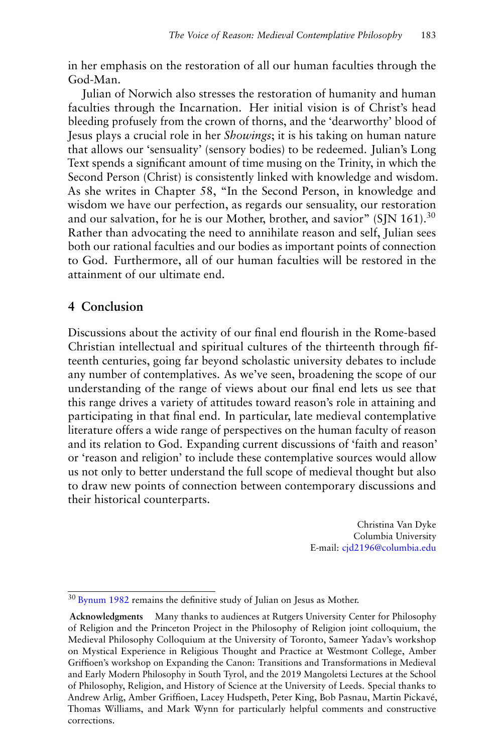in her emphasis on the restoration of all our human faculties through the God-Man.

Julian of Norwich also stresses the restoration of humanity and human faculties through the Incarnation. Her initial vision is of Christ's head bleeding profusely from the crown of thorns, and the 'dearworthy' blood of Jesus plays a crucial role in her *Showings*; it is his taking on human nature that allows our 'sensuality' (sensory bodies) to be redeemed. Julian's Long Text spends a significant amount of time musing on the Trinity, in which the Second Person (Christ) is consistently linked with knowledge and wisdom. As she writes in Chapter 58, "In the Second Person, in knowledge and wisdom we have our perfection, as regards our sensuality, our restoration and our salvation, for he is our Mother, brother, and savior" (SJN 161).[30] Rather than advocating the need to annihilate reason and self, Julian sees both our rational faculties and our bodies as important points of connection to God. Furthermore, all of our human faculties will be restored in the attainment of our ultimate end.

## 4 Conclusion

Discussions about the activity of our final end flourish in the Rome-based Christian intellectual and spiritual cultures of the thirteenth through fifteenth centuries, going far beyond scholastic university debates to include any number of contemplatives. As we've seen, broadening the scope of our understanding of the range of views about our final end lets us see that this range drives a variety of attitudes toward reason's role in attaining and participating in that final end. In particular, late medieval contemplative literature offers a wide range of perspectives on the human faculty of reason and its relation to God. Expanding current discussions of 'faith and reason' or 'reason and religion' to include these contemplative sources would allow us not only to better understand the full scope of medieval thought but also to draw new points of connection between contemporary discussions and their historical counterparts.

Christina Van Dyke
Columbia University
E-mail: cjd2196@columbia.edu

---

[30] Bynum 1982 remains the definitive study of Julian on Jesus as Mother.

**Acknowledgments** Many thanks to audiences at Rutgers University Center for Philosophy of Religion and the Princeton Project in the Philosophy of Religion joint colloquium, the Medieval Philosophy Colloquium at the University of Toronto, Sameer Yadav's workshop on Mystical Experience in Religious Thought and Practice at Westmont College, Amber Griffioen's workshop on Expanding the Canon: Transitions and Transformations in Medieval and Early Modern Philosophy in South Tyrol, and the 2019 Mangoletsi Lectures at the School of Philosophy, Religion, and History of Science at the University of Leeds. Special thanks to Andrew Arlig, Amber Griffioen, Lacey Hudspeth, Peter King, Bob Pasnau, Martin Pickavé, Thomas Williams, and Mark Wynn for particularly helpful comments and constructive corrections.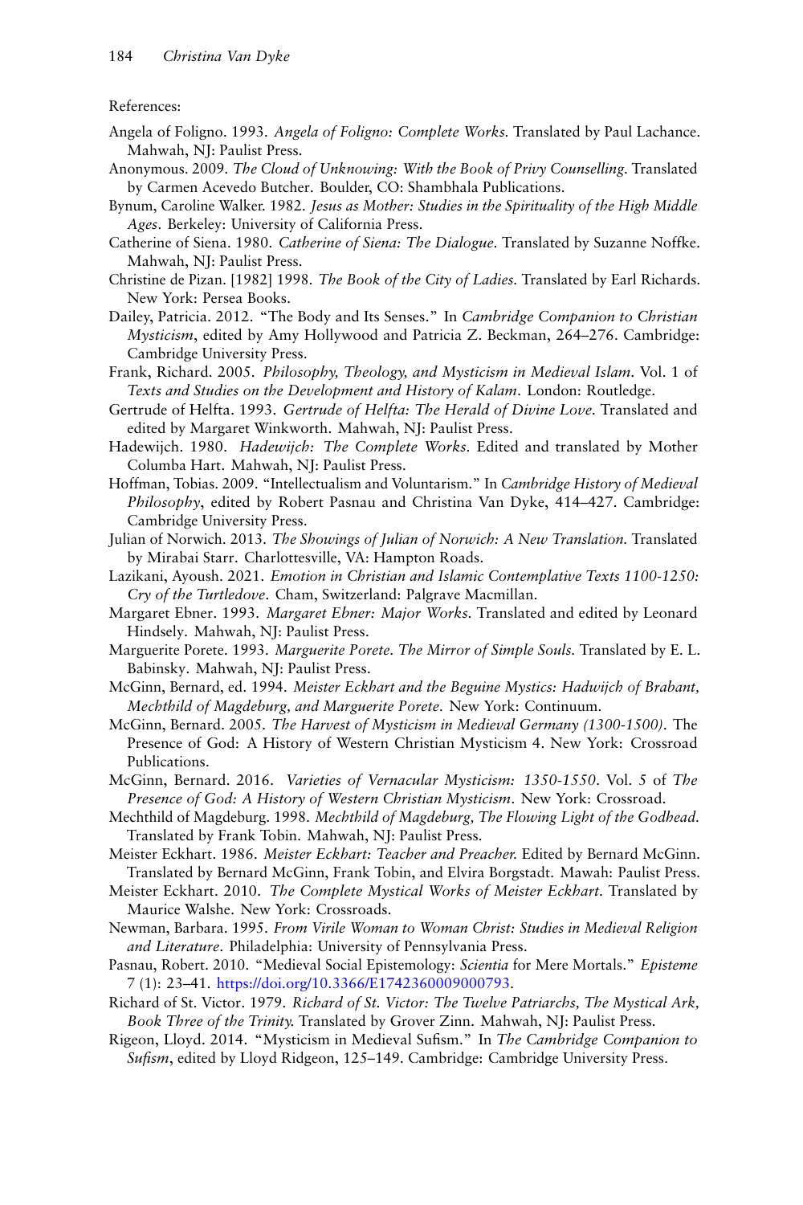References:

Angela of Foligno. 1993. *Angela of Foligno: Complete Works.* Translated by Paul Lachance. Mahwah, NJ: Paulist Press.

Anonymous. 2009. *The Cloud of Unknowing: With the Book of Privy Counselling.* Translated by Carmen Acevedo Butcher. Boulder, CO: Shambhala Publications.

Bynum, Caroline Walker. 1982. *Jesus as Mother: Studies in the Spirituality of the High Middle Ages.* Berkeley: University of California Press.

Catherine of Siena. 1980. *Catherine of Siena: The Dialogue.* Translated by Suzanne Noffke. Mahwah, NJ: Paulist Press.

Christine de Pizan. [1982] 1998. *The Book of the City of Ladies.* Translated by Earl Richards. New York: Persea Books.

Dailey, Patricia. 2012. "The Body and Its Senses." In *Cambridge Companion to Christian Mysticism*, edited by Amy Hollywood and Patricia Z. Beckman, 264–276. Cambridge: Cambridge University Press.

Frank, Richard. 2005. *Philosophy, Theology, and Mysticism in Medieval Islam.* Vol. 1 of *Texts and Studies on the Development and History of Kalam.* London: Routledge.

Gertrude of Helfta. 1993. *Gertrude of Helfta: The Herald of Divine Love.* Translated and edited by Margaret Winkworth. Mahwah, NJ: Paulist Press.

Hadewijch. 1980. *Hadewijch: The Complete Works.* Edited and translated by Mother Columba Hart. Mahwah, NJ: Paulist Press.

Hoffman, Tobias. 2009. "Intellectualism and Voluntarism." In *Cambridge History of Medieval Philosophy*, edited by Robert Pasnau and Christina Van Dyke, 414–427. Cambridge: Cambridge University Press.

Julian of Norwich. 2013. *The Showings of Julian of Norwich: A New Translation.* Translated by Mirabai Starr. Charlottesville, VA: Hampton Roads.

Lazikani, Ayoush. 2021. *Emotion in Christian and Islamic Contemplative Texts 1100-1250: Cry of the Turtledove.* Cham, Switzerland: Palgrave Macmillan.

Margaret Ebner. 1993. *Margaret Ebner: Major Works.* Translated and edited by Leonard Hindsely. Mahwah, NJ: Paulist Press.

Marguerite Porete. 1993. *Marguerite Porete. The Mirror of Simple Souls.* Translated by E. L. Babinsky. Mahwah, NJ: Paulist Press.

McGinn, Bernard, ed. 1994. *Meister Eckhart and the Beguine Mystics: Hadwijch of Brabant, Mechthild of Magdeburg, and Marguerite Porete.* New York: Continuum.

McGinn, Bernard. 2005. *The Harvest of Mysticism in Medieval Germany (1300-1500).* The Presence of God: A History of Western Christian Mysticism 4. New York: Crossroad Publications.

McGinn, Bernard. 2016. *Varieties of Vernacular Mysticism: 1350-1550.* Vol. 5 of *The Presence of God: A History of Western Christian Mysticism.* New York: Crossroad.

Mechthild of Magdeburg. 1998. *Mechthild of Magdeburg, The Flowing Light of the Godhead.* Translated by Frank Tobin. Mahwah, NJ: Paulist Press.

Meister Eckhart. 1986. *Meister Eckhart: Teacher and Preacher.* Edited by Bernard McGinn. Translated by Bernard McGinn, Frank Tobin, and Elvira Borgstadt. Mawah: Paulist Press.

Meister Eckhart. 2010. *The Complete Mystical Works of Meister Eckhart.* Translated by Maurice Walshe. New York: Crossroads.

Newman, Barbara. 1995. *From Virile Woman to Woman Christ: Studies in Medieval Religion and Literature.* Philadelphia: University of Pennsylvania Press.

Pasnau, Robert. 2010. "Medieval Social Epistemology: *Scientia* for Mere Mortals." *Episteme* 7 (1): 23–41. https://doi.org/10.3366/E1742360009000793.

Richard of St. Victor. 1979. *Richard of St. Victor: The Twelve Patriarchs, The Mystical Ark, Book Three of the Trinity.* Translated by Grover Zinn. Mahwah, NJ: Paulist Press.

Rigeon, Lloyd. 2014. "Mysticism in Medieval Sufism." In *The Cambridge Companion to Sufism*, edited by Lloyd Ridgeon, 125–149. Cambridge: Cambridge University Press.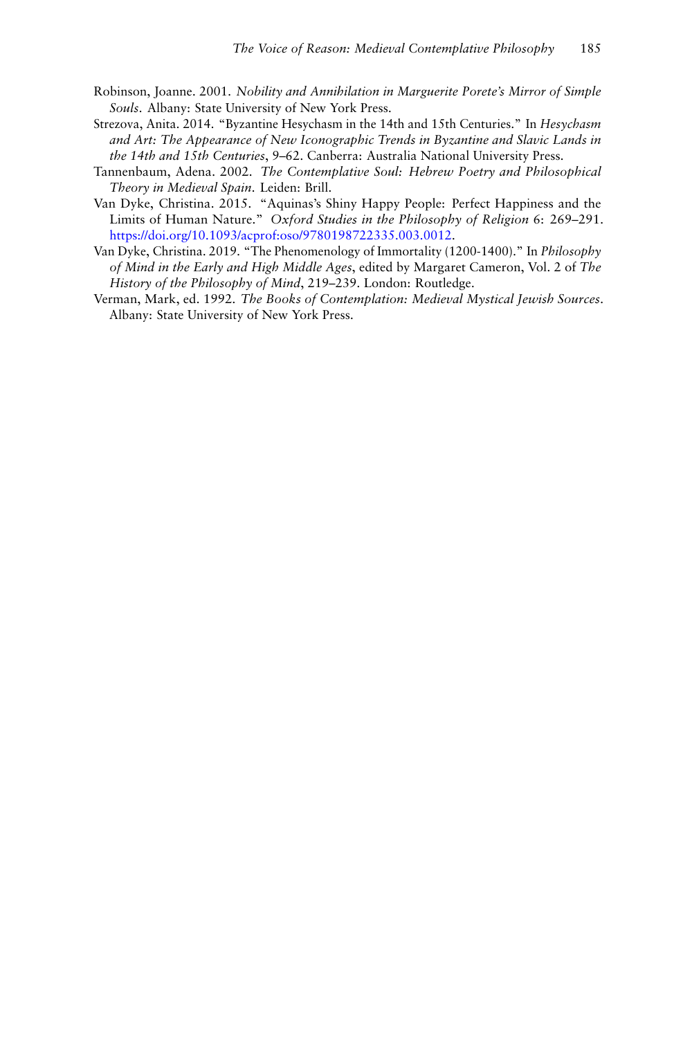Robinson, Joanne. 2001. *Nobility and Annihilation in Marguerite Porete's Mirror of Simple Souls*. Albany: State University of New York Press.

Strezova, Anita. 2014. "Byzantine Hesychasm in the 14th and 15th Centuries." In *Hesychasm and Art: The Appearance of New Iconographic Trends in Byzantine and Slavic Lands in the 14th and 15th Centuries*, 9–62. Canberra: Australia National University Press.

Tannenbaum, Adena. 2002. *The Contemplative Soul: Hebrew Poetry and Philosophical Theory in Medieval Spain*. Leiden: Brill.

Van Dyke, Christina. 2015. "Aquinas's Shiny Happy People: Perfect Happiness and the Limits of Human Nature." *Oxford Studies in the Philosophy of Religion* 6: 269–291. https://doi.org/10.1093/acprof:oso/9780198722335.003.0012.

Van Dyke, Christina. 2019. "The Phenomenology of Immortality (1200-1400)." In *Philosophy of Mind in the Early and High Middle Ages*, edited by Margaret Cameron, Vol. 2 of *The History of the Philosophy of Mind*, 219–239. London: Routledge.

Verman, Mark, ed. 1992. *The Books of Contemplation: Medieval Mystical Jewish Sources*. Albany: State University of New York Press.